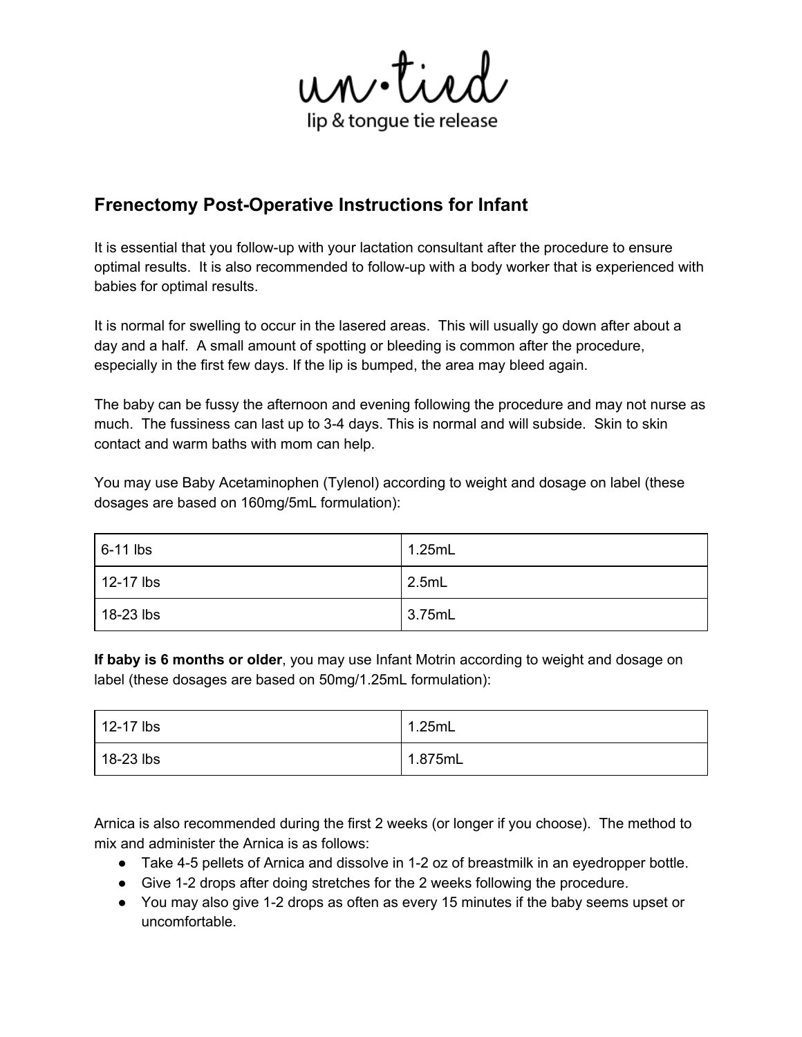un·tied

lip & tongue tie release

## Frenectomy Post-Operative Instructions for Infant

It is essential that you follow-up with your lactation consultant after the procedure to ensure optimal results. It is also recommended to follow-up with a body worker that is experienced with babies for optimal results.

It is normal for swelling to occur in the lasered areas. This will usually go down after about a day and a half. A small amount of spotting or bleeding is common after the procedure, especially in the first few days. If the lip is bumped, the area may bleed again.

The baby can be fussy the afternoon and evening following the procedure and may not nurse as much. The fussiness can last up to 3-4 days. This is normal and will subside. Skin to skin contact and warm baths with mom can help.

You may use Baby Acetaminophen (Tylenol) according to weight and dosage on label (these dosages are based on 160mg/5mL formulation):

| 6-11 lbs | 1.25mL |
|---|---|
| 12-17 lbs | 2.5mL |
| 18-23 lbs | 3.75mL |

**If baby is 6 months or older**, you may use Infant Motrin according to weight and dosage on label (these dosages are based on 50mg/1.25mL formulation):

| 12-17 lbs | 1.25mL |
|---|---|
| 18-23 lbs | 1.875mL |

Arnica is also recommended during the first 2 weeks (or longer if you choose). The method to mix and administer the Arnica is as follows:

- Take 4-5 pellets of Arnica and dissolve in 1-2 oz of breastmilk in an eyedropper bottle.
- Give 1-2 drops after doing stretches for the 2 weeks following the procedure.
- You may also give 1-2 drops as often as every 15 minutes if the baby seems upset or uncomfortable.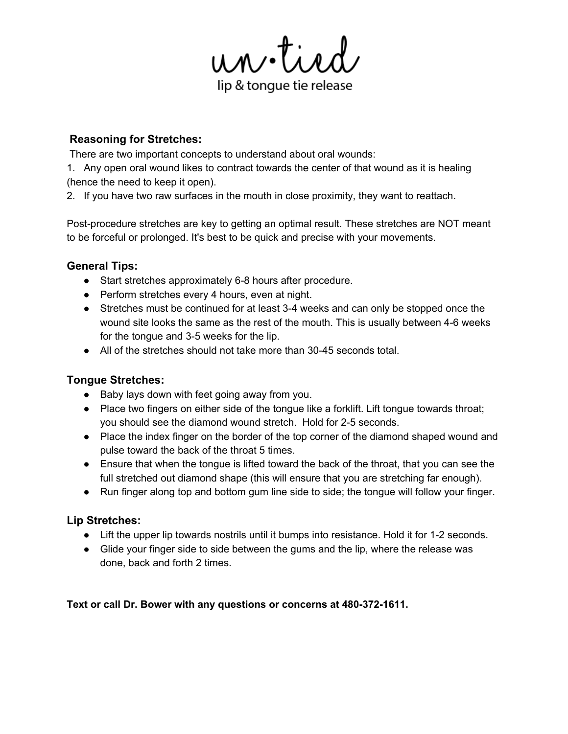# un•tied

lip & tongue tie release

### Reasoning for Stretches:

There are two important concepts to understand about oral wounds:

1. Any open oral wound likes to contract towards the center of that wound as it is healing (hence the need to keep it open).
2. If you have two raw surfaces in the mouth in close proximity, they want to reattach.

Post-procedure stretches are key to getting an optimal result. These stretches are NOT meant to be forceful or prolonged. It's best to be quick and precise with your movements.

### General Tips:

- Start stretches approximately 6-8 hours after procedure.
- Perform stretches every 4 hours, even at night.
- Stretches must be continued for at least 3-4 weeks and can only be stopped once the wound site looks the same as the rest of the mouth. This is usually between 4-6 weeks for the tongue and 3-5 weeks for the lip.
- All of the stretches should not take more than 30-45 seconds total.

### Tongue Stretches:

- Baby lays down with feet going away from you.
- Place two fingers on either side of the tongue like a forklift. Lift tongue towards throat; you should see the diamond wound stretch. Hold for 2-5 seconds.
- Place the index finger on the border of the top corner of the diamond shaped wound and pulse toward the back of the throat 5 times.
- Ensure that when the tongue is lifted toward the back of the throat, that you can see the full stretched out diamond shape (this will ensure that you are stretching far enough).
- Run finger along top and bottom gum line side to side; the tongue will follow your finger.

### Lip Stretches:

- Lift the upper lip towards nostrils until it bumps into resistance. Hold it for 1-2 seconds.
- Glide your finger side to side between the gums and the lip, where the release was done, back and forth 2 times.

**Text or call Dr. Bower with any questions or concerns at 480-372-1611.**